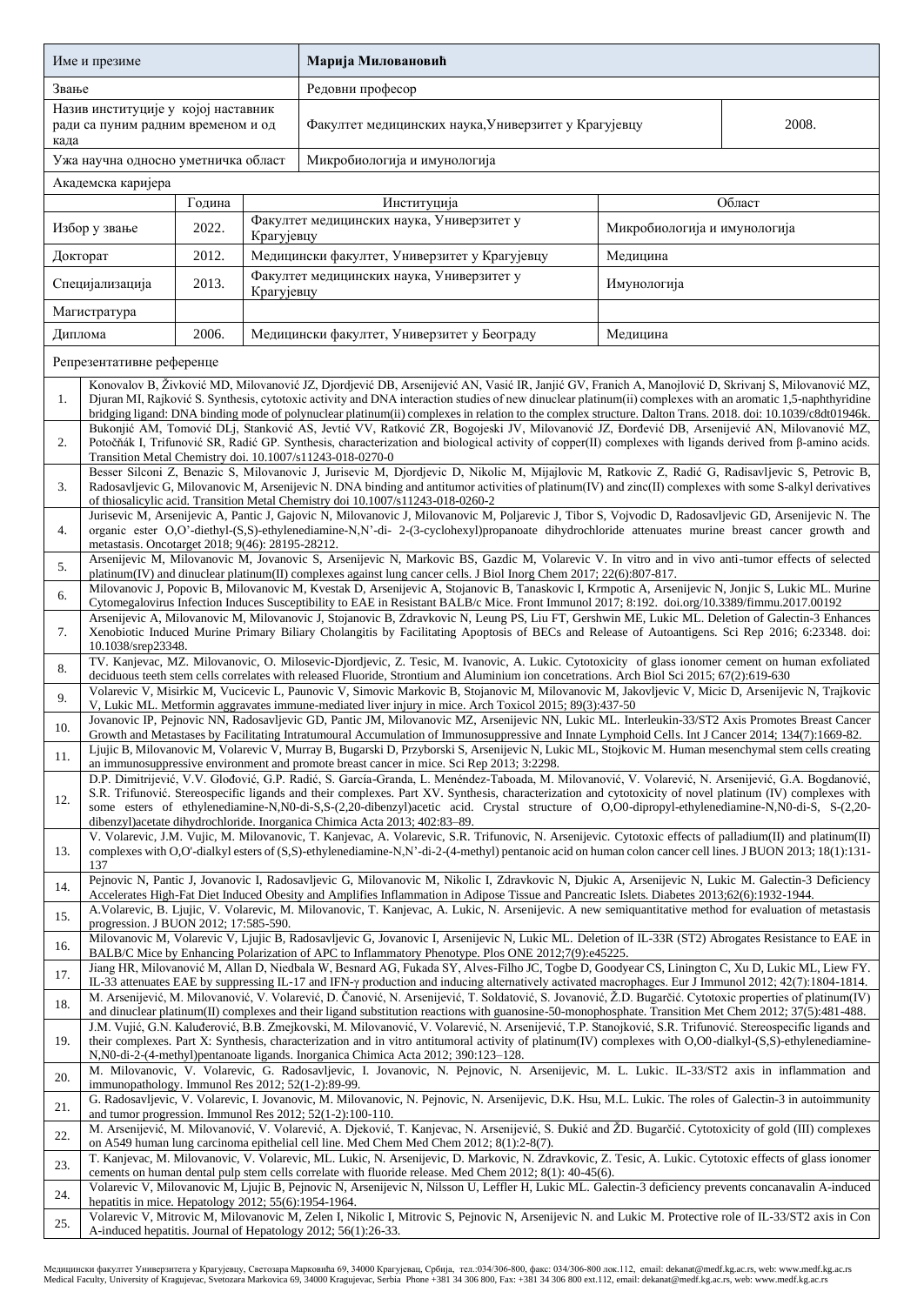| Име и презиме | Марија Миловановић | |
|---|---|---|
| Звање | Редовни професор | |
| Назив институције у којој наставник ради са пуним радним временом и од када | Факултет медицинских наука,Универзитет у Крагујевцу | 2008. |
| Ужа научна односно уметничка област | Микробиологија и имунологија | |

Академска каријера

| | Година | Институција | Област |
|---|---|---|---|
| Избор у звање | 2022. | Факултет медицинских наука, Универзитет у Крагујевцу | Микробиологија и имунологија |
| Докторат | 2012. | Медицински факултет, Универзитет у Крагујевцу | Медицина |
| Специјализација | 2013. | Факултет медицинских наука, Универзитет у Крагујевцу | Имунологија |
| Магистратура | | | |
| Диплома | 2006. | Медицински факултет, Универзитет у Београду | Медицина |

Репрезентативне референце

| | |
|---|---|
| 1. | Konovalov B, Živković MD, Milovanović JZ, Djordjević DB, Arsenijević AN, Vasić IR, Janjić GV, Franich A, Manojlović D, Skrivanj S, Milovanović MZ, Djuran MI, Rajković S. Synthesis, cytotoxic activity and DNA interaction studies of new dinuclear platinum(ii) complexes with an aromatic 1,5-naphthyridine bridging ligand: DNA binding mode of polynuclear platinum(ii) complexes in relation to the complex structure. Dalton Trans. 2018. doi: 10.1039/c8dt01946k. |
| 2. | Bukonjić AM, Tomović DLj, Stanković AS, Jevtić VV, Ratković ZR, Bogojeski JV, Milovanović JZ, Đorđević DB, Arsenijević AN, Milovanović MZ, Potočňák I, Trifunović SR, Radić GP. Synthesis, characterization and biological activity of copper(II) complexes with ligands derived from β-amino acids. Transition Metal Chemistry doi. 10.1007/s11243-018-0270-0 |
| 3. | Besser Silconi Z, Benazic S, Milovanovic J, Jurisevic M, Djordjevic D, Nikolic M, Mijajlovic M, Ratkovic Z, Radić G, Radisavljevic S, Petrovic B, Radosavljevic G, Milovanovic M, Arsenijevic N. DNA binding and antitumor activities of platinum(IV) and zinc(II) complexes with some S-alkyl derivatives of thiosalicylic acid. Transition Metal Chemistry doi 10.1007/s11243-018-0260-2 |
| 4. | Jurisevic M, Arsenijevic A, Pantic J, Gajovic N, Milovanovic J, Milovanovic M, Poljarevic J, Tibor S, Vojvodic D, Radosavljevic GD, Arsenijevic N. The organic ester O,O'-diethyl-(S,S)-ethylenediamine-N,N'-di- 2-(3-cyclohexyl)propanoate dihydrochloride attenuates murine breast cancer growth and metastasis. Oncotarget 2018; 9(46): 28195-28212. |
| 5. | Arsenijevic M, Milovanovic M, Jovanovic S, Arsenijevic N, Markovic BS, Gazdic M, Volarevic V. In vitro and in vivo anti-tumor effects of selected platinum(IV) and dinuclear platinum(II) complexes against lung cancer cells. J Biol Inorg Chem 2017; 22(6):807-817. |
| 6. | Milovanovic J, Popovic B, Milovanovic M, Kvestak D, Arsenijevic A, Stojanovic B, Tanaskovic I, Krmpotic A, Arsenijevic N, Jonjic S, Lukic ML. Murine Cytomegalovirus Infection Induces Susceptibility to EAE in Resistant BALB/c Mice. Front Immunol 2017; 8:192. doi.org/10.3389/fimmu.2017.00192 |
| 7. | Arsenijevic A, Milovanovic M, Milovanovic J, Stojanovic B, Zdravkovic N, Leung PS, Liu FT, Gershwin ME, Lukic ML. Deletion of Galectin-3 Enhances Xenobiotic Induced Murine Primary Biliary Cholangitis by Facilitating Apoptosis of BECs and Release of Autoantigens. Sci Rep 2016; 6:23348. doi: 10.1038/srep23348. |
| 8. | TV. Kanjevac, MZ. Milovanovic, O. Milosevic-Djordjevic, Z. Tesic, M. Ivanovic, A. Lukic. Cytotoxicity of glass ionomer cement on human exfoliated deciduous teeth stem cells correlates with released Fluoride, Strontium and Aluminium ion concetrations. Arch Biol Sci 2015; 67(2):619-630 |
| 9. | Volarevic V, Misirkic M, Vucicevic L, Paunovic V, Simovic Markovic B, Stojanovic M, Milovanovic M, Jakovljevic V, Micic D, Arsenijevic N, Trajkovic V, Lukic ML. Metformin aggravates immune-mediated liver injury in mice. Arch Toxicol 2015; 89(3):437-50 |
| 10. | Jovanovic IP, Pejnovic NN, Radosavljevic GD, Pantic JM, Milovanovic MZ, Arsenijevic NN, Lukic ML. Interleukin-33/ST2 Axis Promotes Breast Cancer Growth and Metastases by Facilitating Intratumoural Accumulation of Immunosuppressive and Innate Lymphoid Cells. Int J Cancer 2014; 134(7):1669-82. |
| 11. | Ljujic B, Milovanovic M, Volarevic V, Murray B, Bugarski D, Przyborski S, Arsenijevic N, Lukic ML, Stojkovic M. Human mesenchymal stem cells creating an immunosuppressive environment and promote breast cancer in mice. Sci Rep 2013; 3:2298. |
| 12. | D.P. Dimitrijević, V.V. Glođović, G.P. Radić, S. García-Granda, L. Menéndez-Taboada, M. Milovanović, V. Volarević, N. Arsenijević, G.A. Bogdanović, S.R. Trifunović. Stereospecific ligands and their complexes. Part XV. Synthesis, characterization and cytotoxicity of novel platinum (IV) complexes with some esters of ethylenediamine-N,N0-di-S,S-(2,20-dibenzyl)acetic acid. Crystal structure of O,O0-dipropyl-ethylenediamine-N,N0-di-S, S-(2,20-dibenzyl)acetate dihydrochloride. Inorganica Chimica Acta 2013; 402:83–89. |
| 13. | V. Volarevic, J.M. Vujic, M. Milovanovic, T. Kanjevac, A. Volarevic, S.R. Trifunovic, N. Arsenijevic. Cytotoxic effects of palladium(II) and platinum(II) complexes with O,O'-dialkyl esters of (S,S)-ethylenediamine-N,N'-di-2-(4-methyl) pentanoic acid on human colon cancer cell lines. J BUON 2013; 18(1):131-137 |
| 14. | Pejnovic N, Pantic J, Jovanovic I, Radosavljevic G, Milovanovic M, Nikolic I, Zdravkovic N, Djukic A, Arsenijevic N, Lukic ML. Galectin-3 Deficiency Accelerates High-Fat Diet Induced Obesity and Amplifies Inflammation in Adipose Tissue and Pancreatic Islets. Diabetes 2013;62(6):1932-1944. |
| 15. | A.Volarevic, B. Ljujic, V. Volarevic, M. Milovanovic, T. Kanjevac, A. Lukic, N. Arsenijevic. A new semiquantitative method for evaluation of metastasis progression. J BUON 2012; 17:585-590. |
| 16. | Milovanovic M, Volarevic V, Ljujic B, Radosavljevic G, Jovanovic I, Arsenijevic N, Lukic ML. Deletion of IL-33R (ST2) Abrogates Resistance to EAE in BALB/C Mice by Enhancing Polarization of APC to Inflammatory Phenotype. Plos ONE 2012;7(9):e45225. |
| 17. | Jiang HR, Milovanović M, Allan D, Niedbala W, Besnard AG, Fukada SY, Alves-Filho JC, Togbe D, Goodyear CS, Linington C, Xu D, Lukic ML, Liew FY. IL-33 attenuates EAE by suppressing IL-17 and IFN-γ production and inducing alternatively activated macrophages. Eur J Immunol 2012; 42(7):1804-1814. |
| 18. | M. Arsenijević, M. Milovanović, V. Volarević, D. Čanović, N. Arsenijević, T. Soldatović, S. Jovanović, Ž.D. Bugarčić. Cytotoxic properties of platinum(IV) and dinuclear platinum(II) complexes and their ligand substitution reactions with guanosine-50-monophosphate. Transition Met Chem 2012; 37(5):481-488. |
| 19. | J.M. Vujić, G.N. Kaluđerović, B.B. Zmejkovski, M. Milovanović, V. Volarević, N. Arsenijević, T.P. Stanojković, S.R. Trifunović. Stereospecific ligands and their complexes. Part X: Synthesis, characterization and in vitro antitumoral activity of platinum(IV) complexes with O,O0-dialkyl-(S,S)-ethylenediamine-N,N0-di-2-(4-methyl)pentanoate ligands. Inorganica Chimica Acta 2012; 390:123–128. |
| 20. | M. Milovanovic, V. Volarevic, G. Radosavljevic, I. Jovanovic, N. Pejnovic, N. Arsenijevic, M. L. Lukic. IL-33/ST2 axis in inflammation and immunopathology. Immunol Res 2012; 52(1-2):89-99. |
| 21. | G. Radosavljevic, V. Volarevic, I. Jovanovic, M. Milovanovic, N. Pejnovic, N. Arsenijevic, D.K. Hsu, M.L. Lukic. The roles of Galectin-3 in autoimmunity and tumor progression. Immunol Res 2012; 52(1-2):100-110. |
| 22. | M. Arsenijević, M. Milovanović, V. Volarević, A. Djeković, T. Kanjevac, N. Arsenijević, S. Đukić and ŽD. Bugarčić. Cytotoxicity of gold (III) complexes on A549 human lung carcinoma epithelial cell line. Med Chem Med Chem 2012; 8(1):2-8(7). |
| 23. | T. Kanjevac, M. Milovanovic, V. Volarevic, ML. Lukic, N. Arsenijevic, D. Markovic, N. Zdravkovic, Z. Tesic, A. Lukic. Cytotoxic effects of glass ionomer cements on human dental pulp stem cells correlate with fluoride release. Med Chem 2012; 8(1): 40-45(6). |
| 24. | Volarevic V, Milovanovic M, Ljujic B, Pejnovic N, Arsenijevic N, Nilsson U, Leffler H, Lukic ML. Galectin-3 deficiency prevents concanavalin A-induced hepatitis in mice. Hepatology 2012; 55(6):1954-1964. |
| 25. | Volarevic V, Mitrovic M, Milovanovic M, Zelen I, Nikolic I, Mitrovic S, Pejnovic N, Arsenijevic N. and Lukic M. Protective role of IL-33/ST2 axis in Con A-induced hepatitis. Journal of Hepatology 2012; 56(1):26-33. |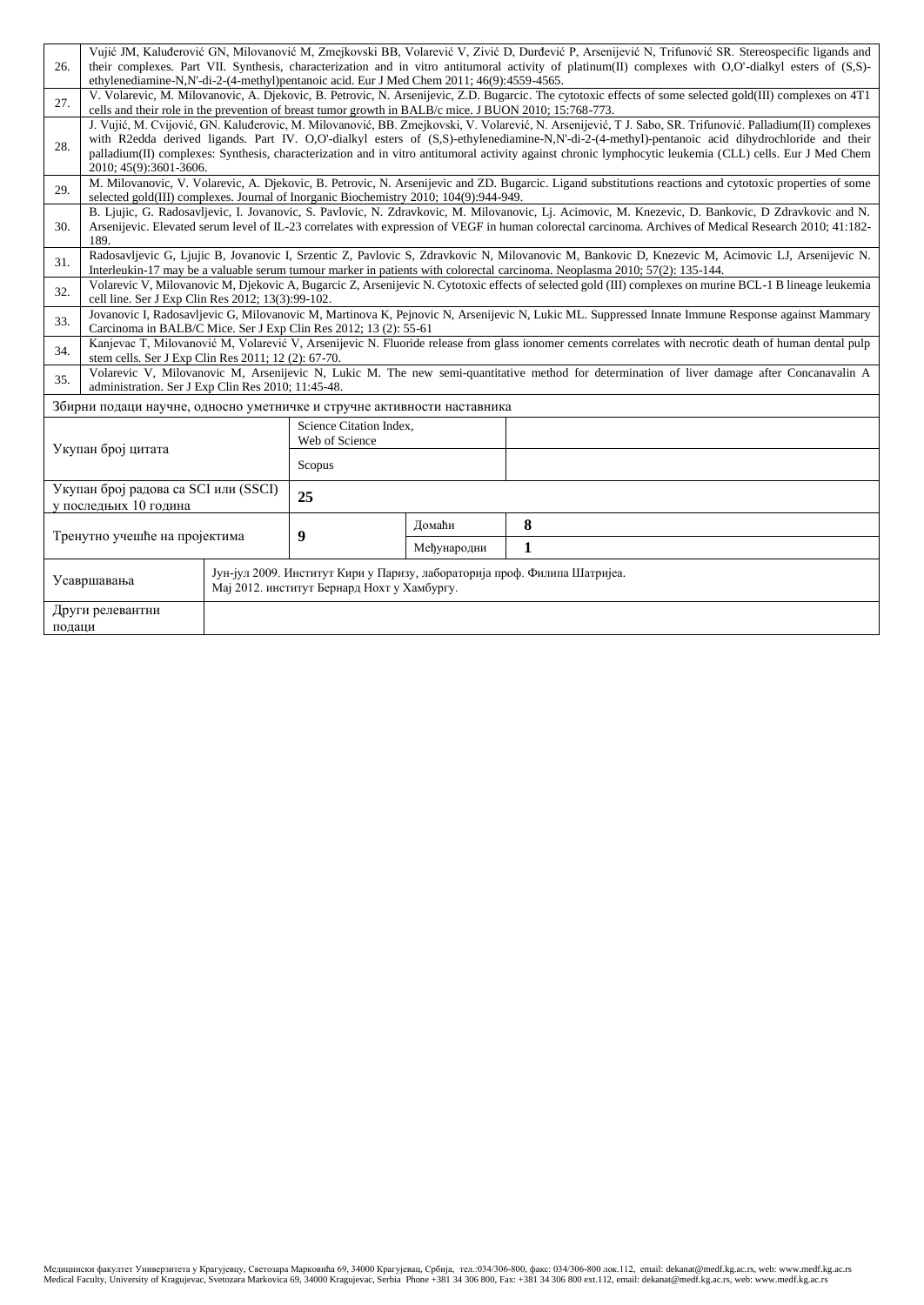| | |
|---|---|
| 26. | Vujić JM, Kaluđerović GN, Milovanović M, Zmejkovski BB, Volarević V, Zivić D, Durđević P, Arsenijević N, Trifunović SR. Stereospecific ligands and their complexes. Part VII. Synthesis, characterization and in vitro antitumoral activity of platinum(II) complexes with O,O'-dialkyl esters of (S,S)-ethylenediamine-N,N'-di-2-(4-methyl)pentanoic acid. Eur J Med Chem 2011; 46(9):4559-4565. |
| 27. | V. Volarevic, M. Milovanovic, A. Djekovic, B. Petrovic, N. Arsenijevic, Z.D. Bugarcic. The cytotoxic effects of some selected gold(III) complexes on 4T1 cells and their role in the prevention of breast tumor growth in BALB/c mice. J BUON 2010; 15:768-773. |
| 28. | J. Vujić, M. Cvijović, GN. Kaluđerović, M. Milovanović, BB. Zmejkovski, V. Volarević, N. Arsenijević, T J. Sabo, SR. Trifunović. Palladium(II) complexes with R2edda derived ligands. Part IV. O,O'-dialkyl esters of (S,S)-ethylenediamine-N,N'-di-2-(4-methyl)-pentanoic acid dihydrochloride and their palladium(II) complexes: Synthesis, characterization and in vitro antitumoral activity against chronic lymphocytic leukemia (CLL) cells. Eur J Med Chem 2010; 45(9):3601-3606. |
| 29. | M. Milovanovic, V. Volarevic, A. Djekovic, B. Petrovic, N. Arsenijevic and ZD. Bugarcic. Ligand substitutions reactions and cytotoxic properties of some selected gold(III) complexes. Journal of Inorganic Biochemistry 2010; 104(9):944-949. |
| 30. | B. Ljujic, G. Radosavljevic, I. Jovanovic, S. Pavlovic, N. Zdravkovic, M. Milovanovic, Lj. Acimovic, M. Knezevic, D. Bankovic, D Zdravkovic and N. Arsenijevic. Elevated serum level of IL-23 correlates with expression of VEGF in human colorectal carcinoma. Archives of Medical Research 2010; 41:182-189. |
| 31. | Radosavljevic G, Ljujic B, Jovanovic I, Srzentic Z, Pavlovic S, Zdravkovic N, Milovanovic M, Bankovic D, Knezevic M, Acimovic LJ, Arsenijevic N. Interleukin-17 may be a valuable serum tumour marker in patients with colorectal carcinoma. Neoplasma 2010; 57(2): 135-144. |
| 32. | Volarevic V, Milovanovic M, Djekovic A, Bugarcic Z, Arsenijevic N. Cytotoxic effects of selected gold (III) complexes on murine BCL-1 B lineage leukemia cell line. Ser J Exp Clin Res 2012; 13(3):99-102. |
| 33. | Jovanovic I, Radosavljevic G, Milovanovic M, Martinova K, Pejnovic N, Arsenijevic N, Lukic ML. Suppressed Innate Immune Response against Mammary Carcinoma in BALB/C Mice. Ser J Exp Clin Res 2012; 13 (2): 55-61 |
| 34. | Kanjevac T, Milovanović M, Volarević V, Arsenijevic N. Fluoride release from glass ionomer cements correlates with necrotic death of human dental pulp stem cells. Ser J Exp Clin Res 2011; 12 (2): 67-70. |
| 35. | Volarevic V, Milovanovic M, Arsenijevic N, Lukic M. The new semi-quantitative method for determination of liver damage after Concanavalin A administration. Ser J Exp Clin Res 2010; 11:45-48. |

Збирни подаци научне, односно уметничке и стручне активности наставника

| | | | |
|---|---|---|---|
| Укупан број цитата | Science Citation Index, Web of Science | | |
| | Scopus | | |
| Укупан број радова са SCI или (SSCI) у последњих 10 година | **25** | | |
| Тренутно учешће на пројектима | **9** | Домаћи | **8** |
| | | Међународни | **1** |
| Усавршавања | Јун-јул 2009. Институт Кири у Паризу, лабораторија проф. Филипа Шатријеа. Мај 2012. институт Бернард Нохт у Хамбургу. | | |
| Други релевантни подаци | | | |